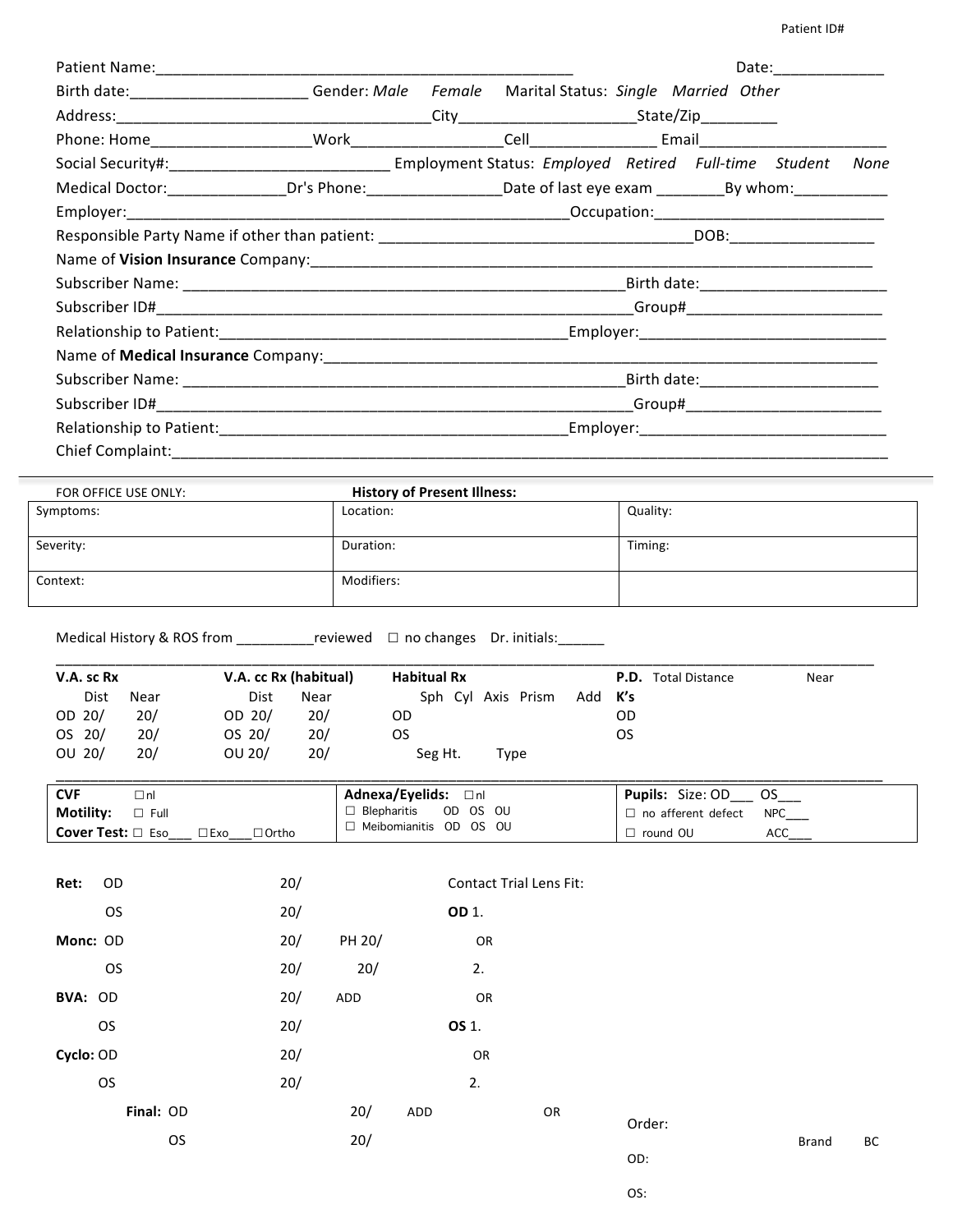Patient ID#

Patient Name:___________________________________________________ Date:_____________

Birth date:_____________________ Gender: *Male* *Female* Marital Status: *Single* *Married* *Other*

Address:________________________________________City_____________________State/Zip_________

Phone: Home___________________Work__________________Cell_______________ Email______________________

Social Security#:___________________________ Employment Status: *Employed* *Retired* *Full-time* *Student* *None*

Medical Doctor:______________Dr's Phone:________________Date of last eye exam ________By whom:___________

Employer:______________________________________________________Occupation:___________________________

Responsible Party Name if other than patient: ______________________________________DOB:_________________

Name of **Vision Insurance** Company:_____________________________________________________________________

Subscriber Name: ______________________________________________________Birth date:______________________

Subscriber ID#_________________________________________________________Group#_______________________

Relationship to Patient:___________________________________________Employer:_____________________________

Name of **Medical Insurance** Company:____________________________________________________________________

Subscriber Name: ______________________________________________________Birth date:_____________________

Subscriber ID#_________________________________________________________Group#_______________________

Relationship to Patient:___________________________________________Employer:_____________________________

Chief Complaint:_____________________________________________________________________________________

---

FOR OFFICE USE ONLY: **History of Present Illness:**

| Symptoms: | Location: | Quality: |
|---|---|---|
| Severity: | Duration: | Timing: |
| Context: | Modifiers: | |

Medical History & ROS from __________reviewed ☐ no changes Dr. initials:______

______________________________________________________________________________________________

| **V.A. sc Rx** | | | **V.A. cc Rx (habitual)** | | | **Habitual Rx** | | | | | | **P.D.** Total Distance | Near |
|---|---|---|---|---|---|---|---|---|---|---|---|---|---|
| | Dist | Near | | Dist | Near | | Sph | Cyl | Axis | Prism | Add | **K's** | |
| OD | 20/ | 20/ | OD | 20/ | 20/ | OD | | | | | | OD | |
| OS | 20/ | 20/ | OS | 20/ | 20/ | OS | | | | | | OS | |
| OU | 20/ | 20/ | OU | 20/ | 20/ | | Seg Ht. | | Type | | | | |

______________________________________________________________________________________________

| **CVF** ☐nl | **Adnexa/Eyelids:** ☐nl | **Pupils:** Size: OD___ OS___ |
|---|---|---|
| **Motility:** ☐ Full | ☐ Blepharitis OD OS OU | ☐ no afferent defect NPC___ |
| **Cover Test:** ☐ Eso___ ☐Exo___☐Ortho | ☐ Meibomianitis OD OS OU | ☐ round OU ACC___ |

**Ret:** OD 20/ Contact Trial Lens Fit:

OS 20/ **OD** 1.

**Monc:** OD 20/ PH 20/ OR

OS 20/ 20/ 2.

**BVA:** OD 20/ ADD OR

OS 20/ **OS** 1.

**Cyclo:** OD 20/ OR

OS 20/ 2.

**Final:** OD 20/ ADD OR

OS 20/

Order:

| | Brand | BC |
|---|---|---|
| OD: | | |
| OS: | | |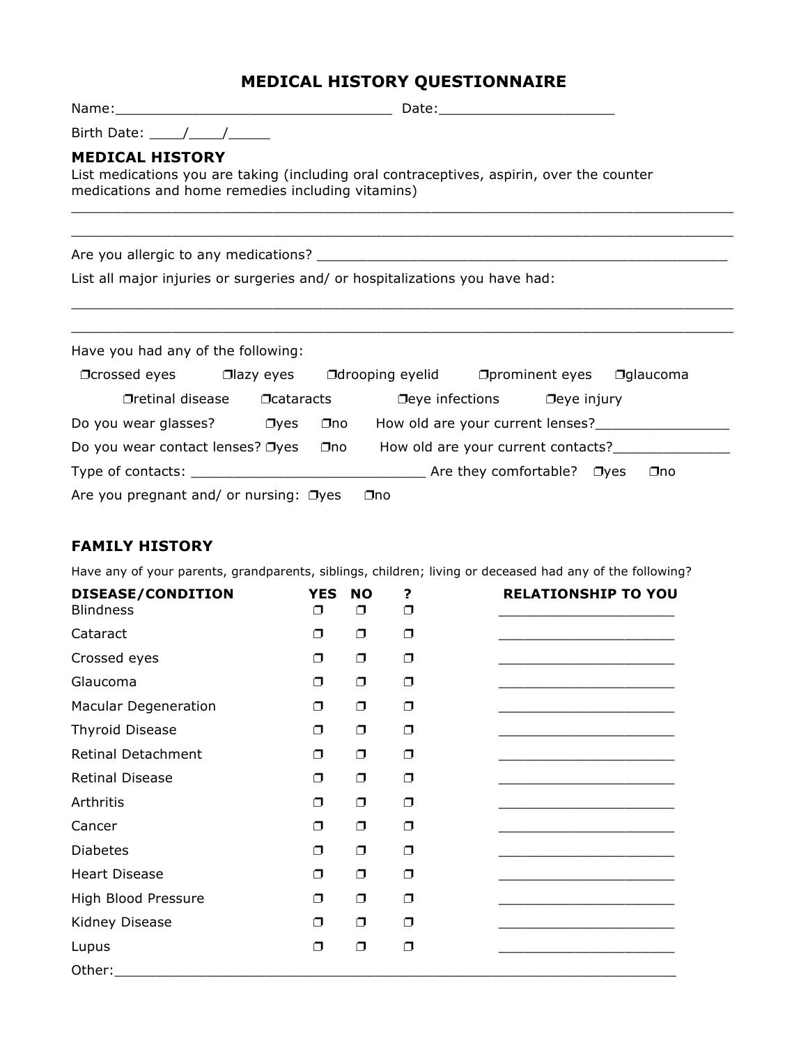# MEDICAL HISTORY QUESTIONNAIRE

Name:_________________________________ Date:_____________________

Birth Date: ____/____/_____

## MEDICAL HISTORY

List medications you are taking (including oral contraceptives, aspirin, over the counter medications and home remedies including vitamins)

_______________________________________________________________________________

_______________________________________________________________________________

Are you allergic to any medications? _________________________________________________

List all major injuries or surgeries and/ or hospitalizations you have had:

_______________________________________________________________________________

_______________________________________________________________________________

Have you had any of the following:

❒crossed eyes ❒lazy eyes ❒drooping eyelid ❒prominent eyes ❒glaucoma

❒retinal disease ❒cataracts ❒eye infections ❒eye injury

Do you wear glasses? ❒yes ❒no How old are your current lenses?________________

Do you wear contact lenses? ❒yes ❒no How old are your current contacts?______________

Type of contacts: ____________________________ Are they comfortable? ❒yes ❒no

Are you pregnant and/ or nursing: ❒yes ❒no

## FAMILY HISTORY

Have any of your parents, grandparents, siblings, children; living or deceased had any of the following?

| DISEASE/CONDITION | YES | NO | ? | RELATIONSHIP TO YOU |
|---|---|---|---|---|
| Blindness | ❒ | ❒ | ❒ | _____________________ |
| Cataract | ❒ | ❒ | ❒ | _____________________ |
| Crossed eyes | ❒ | ❒ | ❒ | _____________________ |
| Glaucoma | ❒ | ❒ | ❒ | _____________________ |
| Macular Degeneration | ❒ | ❒ | ❒ | _____________________ |
| Thyroid Disease | ❒ | ❒ | ❒ | _____________________ |
| Retinal Detachment | ❒ | ❒ | ❒ | _____________________ |
| Retinal Disease | ❒ | ❒ | ❒ | _____________________ |
| Arthritis | ❒ | ❒ | ❒ | _____________________ |
| Cancer | ❒ | ❒ | ❒ | _____________________ |
| Diabetes | ❒ | ❒ | ❒ | _____________________ |
| Heart Disease | ❒ | ❒ | ❒ | _____________________ |
| High Blood Pressure | ❒ | ❒ | ❒ | _____________________ |
| Kidney Disease | ❒ | ❒ | ❒ | _____________________ |
| Lupus | ❒ | ❒ | ❒ | _____________________ |

Other:_______________________________________________________________________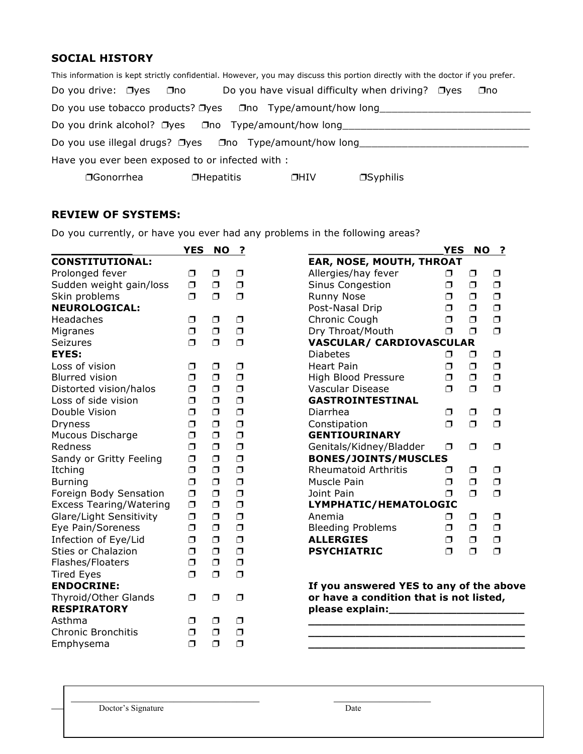## SOCIAL HISTORY

This information is kept strictly confidential. However, you may discuss this portion directly with the doctor if you prefer.

Do you drive: ❒yes ❒no Do you have visual difficulty when driving? ❒yes ❒no

Do you use tobacco products? ❒yes ❒no Type/amount/how long__________________________

Do you drink alcohol? ❒yes ❒no Type/amount/how long________________________________

Do you use illegal drugs? ❒yes ❒no Type/amount/how long____________________________

Have you ever been exposed to or infected with :

❒Gonorrhea ❒Hepatitis ❒HIV ❒Syphilis

## REVIEW OF SYSTEMS:

Do you currently, or have you ever had any problems in the following areas?

| ____________ | YES | NO | ? |
|---|---|---|---|
| **CONSTITUTIONAL:** | | | |
| Prolonged fever | ❒ | ❒ | ❒ |
| Sudden weight gain/loss | ❒ | ❒ | ❒ |
| Skin problems | ❒ | ❒ | ❒ |
| **NEUROLOGICAL:** | | | |
| Headaches | ❒ | ❒ | ❒ |
| Migranes | ❒ | ❒ | ❒ |
| Seizures | ❒ | ❒ | ❒ |
| **EYES:** | | | |
| Loss of vision | ❒ | ❒ | ❒ |
| Blurred vision | ❒ | ❒ | ❒ |
| Distorted vision/halos | ❒ | ❒ | ❒ |
| Loss of side vision | ❒ | ❒ | ❒ |
| Double Vision | ❒ | ❒ | ❒ |
| Dryness | ❒ | ❒ | ❒ |
| Mucous Discharge | ❒ | ❒ | ❒ |
| Redness | ❒ | ❒ | ❒ |
| Sandy or Gritty Feeling | ❒ | ❒ | ❒ |
| Itching | ❒ | ❒ | ❒ |
| Burning | ❒ | ❒ | ❒ |
| Foreign Body Sensation | ❒ | ❒ | ❒ |
| Excess Tearing/Watering | ❒ | ❒ | ❒ |
| Glare/Light Sensitivity | ❒ | ❒ | ❒ |
| Eye Pain/Soreness | ❒ | ❒ | ❒ |
| Infection of Eye/Lid | ❒ | ❒ | ❒ |
| Sties or Chalazion | ❒ | ❒ | ❒ |
| Flashes/Floaters | ❒ | ❒ | ❒ |
| Tired Eyes | ❒ | ❒ | ❒ |
| **ENDOCRINE:** | | | |
| Thyroid/Other Glands | ❒ | ❒ | ❒ |
| **RESPIRATORY** | | | |
| Asthma | ❒ | ❒ | ❒ |
| Chronic Bronchitis | ❒ | ❒ | ❒ |
| Emphysema | ❒ | ❒ | ❒ |

| ____________________ | YES | NO | ? |
|---|---|---|---|
| **EAR, NOSE, MOUTH, THROAT** | | | |
| Allergies/hay fever | ❒ | ❒ | ❒ |
| Sinus Congestion | ❒ | ❒ | ❒ |
| Runny Nose | ❒ | ❒ | ❒ |
| Post-Nasal Drip | ❒ | ❒ | ❒ |
| Chronic Cough | ❒ | ❒ | ❒ |
| Dry Throat/Mouth | ❒ | ❒ | ❒ |
| **VASCULAR/ CARDIOVASCULAR** | | | |
| Diabetes | ❒ | ❒ | ❒ |
| Heart Pain | ❒ | ❒ | ❒ |
| High Blood Pressure | ❒ | ❒ | ❒ |
| Vascular Disease | ❒ | ❒ | ❒ |
| **GASTROINTESTINAL** | | | |
| Diarrhea | ❒ | ❒ | ❒ |
| Constipation | ❒ | ❒ | ❒ |
| **GENTIOURINARY** | | | |
| Genitals/Kidney/Bladder | ❒ | ❒ | ❒ |
| **BONES/JOINTS/MUSCLES** | | | |
| Rheumatoid Arthritis | ❒ | ❒ | ❒ |
| Muscle Pain | ❒ | ❒ | ❒ |
| Joint Pain | ❒ | ❒ | ❒ |
| **LYMPHATIC/HEMATOLOGIC** | | | |
| Anemia | ❒ | ❒ | ❒ |
| Bleeding Problems | ❒ | ❒ | ❒ |
| **ALLERGIES** | ❒ | ❒ | ❒ |
| **PSYCHIATRIC** | ❒ | ❒ | ❒ |

**If you answered YES to any of the above or have a condition that is not listed, please explain:____________________**

__________________________________

__________________________________

__________________________________

_______________________________________ Doctor's Signature

_____________________ Date